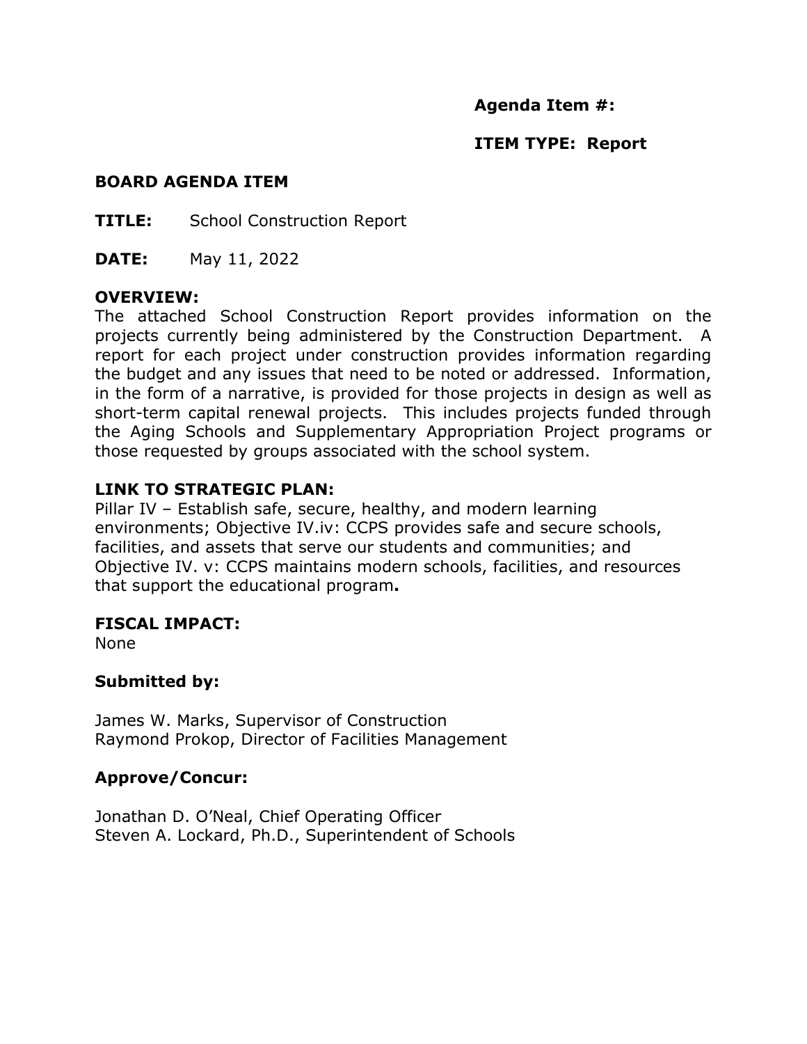**Agenda Item #:**

**ITEM TYPE: Report**

**BOARD AGENDA ITEM**

**TITLE:** School Construction Report

**DATE:** May 11, 2022

**OVERVIEW:**
The attached School Construction Report provides information on the projects currently being administered by the Construction Department. A report for each project under construction provides information regarding the budget and any issues that need to be noted or addressed. Information, in the form of a narrative, is provided for those projects in design as well as short-term capital renewal projects. This includes projects funded through the Aging Schools and Supplementary Appropriation Project programs or those requested by groups associated with the school system.

**LINK TO STRATEGIC PLAN:**
Pillar IV – Establish safe, secure, healthy, and modern learning environments; Objective IV.iv: CCPS provides safe and secure schools, facilities, and assets that serve our students and communities; and Objective IV. v: CCPS maintains modern schools, facilities, and resources that support the educational program**.**

**FISCAL IMPACT:**
None

**Submitted by:**

James W. Marks, Supervisor of Construction
Raymond Prokop, Director of Facilities Management

**Approve/Concur:**

Jonathan D. O'Neal, Chief Operating Officer
Steven A. Lockard, Ph.D., Superintendent of Schools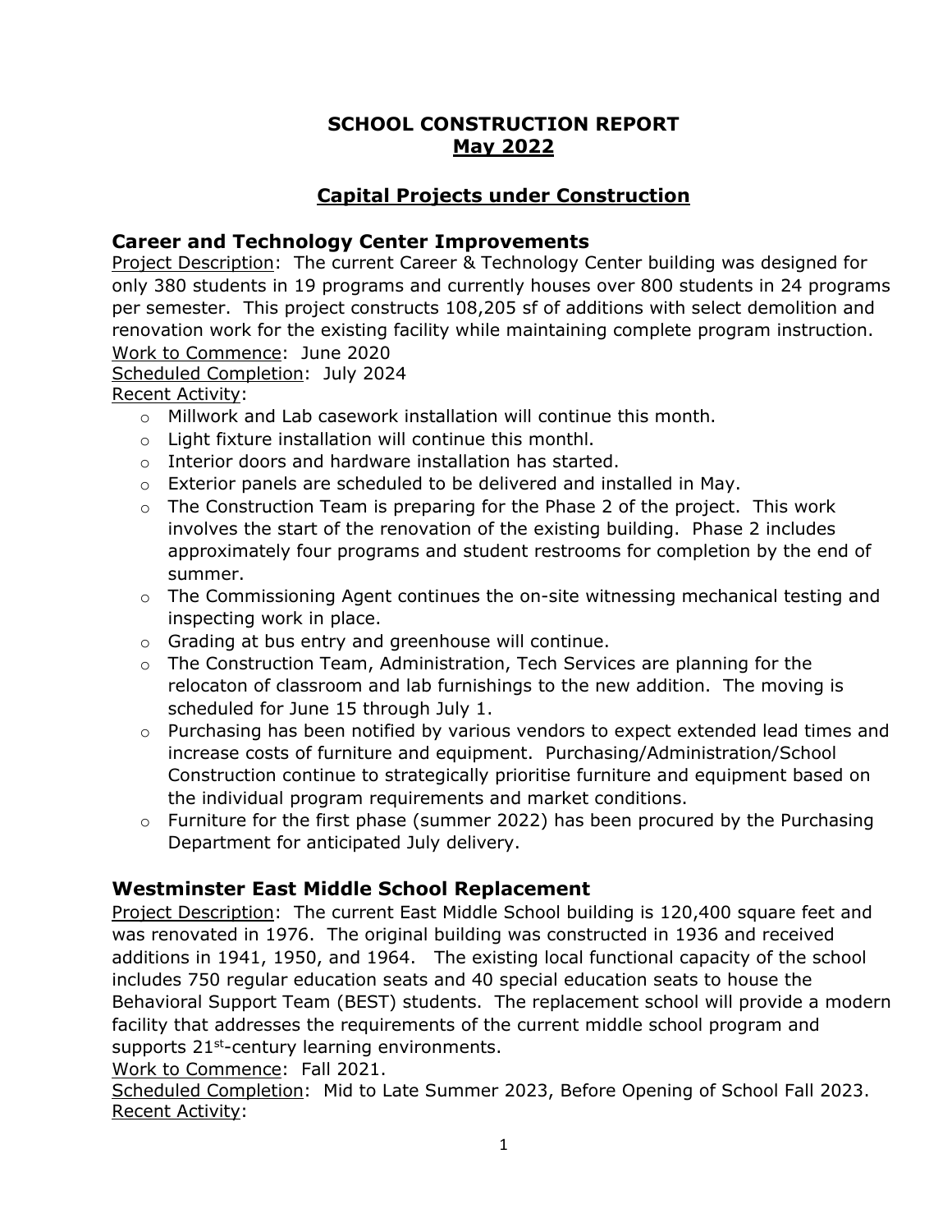# SCHOOL CONSTRUCTION REPORT
## <u>May 2022</u>

## <u>Capital Projects under Construction</u>

### Career and Technology Center Improvements

<u>Project Description</u>: The current Career & Technology Center building was designed for only 380 students in 19 programs and currently houses over 800 students in 24 programs per semester. This project constructs 108,205 sf of additions with select demolition and renovation work for the existing facility while maintaining complete program instruction.

<u>Work to Commence</u>: June 2020

<u>Scheduled Completion</u>: July 2024

<u>Recent Activity</u>:

- Millwork and Lab casework installation will continue this month.
- Light fixture installation will continue this monthl.
- Interior doors and hardware installation has started.
- Exterior panels are scheduled to be delivered and installed in May.
- The Construction Team is preparing for the Phase 2 of the project. This work involves the start of the renovation of the existing building. Phase 2 includes approximately four programs and student restrooms for completion by the end of summer.
- The Commissioning Agent continues the on-site witnessing mechanical testing and inspecting work in place.
- Grading at bus entry and greenhouse will continue.
- The Construction Team, Administration, Tech Services are planning for the relocaton of classroom and lab furnishings to the new addition. The moving is scheduled for June 15 through July 1.
- Purchasing has been notified by various vendors to expect extended lead times and increase costs of furniture and equipment. Purchasing/Administration/School Construction continue to strategically prioritise furniture and equipment based on the individual program requirements and market conditions.
- Furniture for the first phase (summer 2022) has been procured by the Purchasing Department for anticipated July delivery.

### Westminster East Middle School Replacement

<u>Project Description</u>: The current East Middle School building is 120,400 square feet and was renovated in 1976. The original building was constructed in 1936 and received additions in 1941, 1950, and 1964. The existing local functional capacity of the school includes 750 regular education seats and 40 special education seats to house the Behavioral Support Team (BEST) students. The replacement school will provide a modern facility that addresses the requirements of the current middle school program and supports 21st-century learning environments.

<u>Work to Commence</u>: Fall 2021.

<u>Scheduled Completion</u>: Mid to Late Summer 2023, Before Opening of School Fall 2023.

<u>Recent Activity</u>: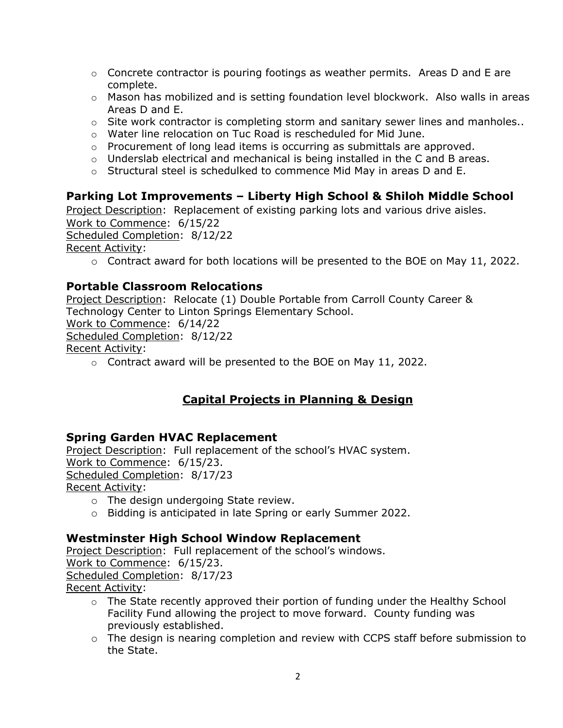- Concrete contractor is pouring footings as weather permits. Areas D and E are complete.
- Mason has mobilized and is setting foundation level blockwork. Also walls in areas Areas D and E.
- Site work contractor is completing storm and sanitary sewer lines and manholes..
- Water line relocation on Tuc Road is rescheduled for Mid June.
- Procurement of long lead items is occurring as submittals are approved.
- Underslab electrical and mechanical is being installed in the C and B areas.
- Structural steel is schedulked to commence Mid May in areas D and E.

### Parking Lot Improvements – Liberty High School & Shiloh Middle School

Project Description: Replacement of existing parking lots and various drive aisles.
Work to Commence: 6/15/22
Scheduled Completion: 8/12/22
Recent Activity:

- Contract award for both locations will be presented to the BOE on May 11, 2022.

### Portable Classroom Relocations

Project Description: Relocate (1) Double Portable from Carroll County Career & Technology Center to Linton Springs Elementary School.
Work to Commence: 6/14/22
Scheduled Completion: 8/12/22
Recent Activity:

- Contract award will be presented to the BOE on May 11, 2022.

## Capital Projects in Planning & Design

### Spring Garden HVAC Replacement

Project Description: Full replacement of the school's HVAC system.
Work to Commence: 6/15/23.
Scheduled Completion: 8/17/23
Recent Activity:

- The design undergoing State review.
- Bidding is anticipated in late Spring or early Summer 2022.

### Westminster High School Window Replacement

Project Description: Full replacement of the school's windows.
Work to Commence: 6/15/23.
Scheduled Completion: 8/17/23
Recent Activity:

- The State recently approved their portion of funding under the Healthy School Facility Fund allowing the project to move forward. County funding was previously established.
- The design is nearing completion and review with CCPS staff before submission to the State.